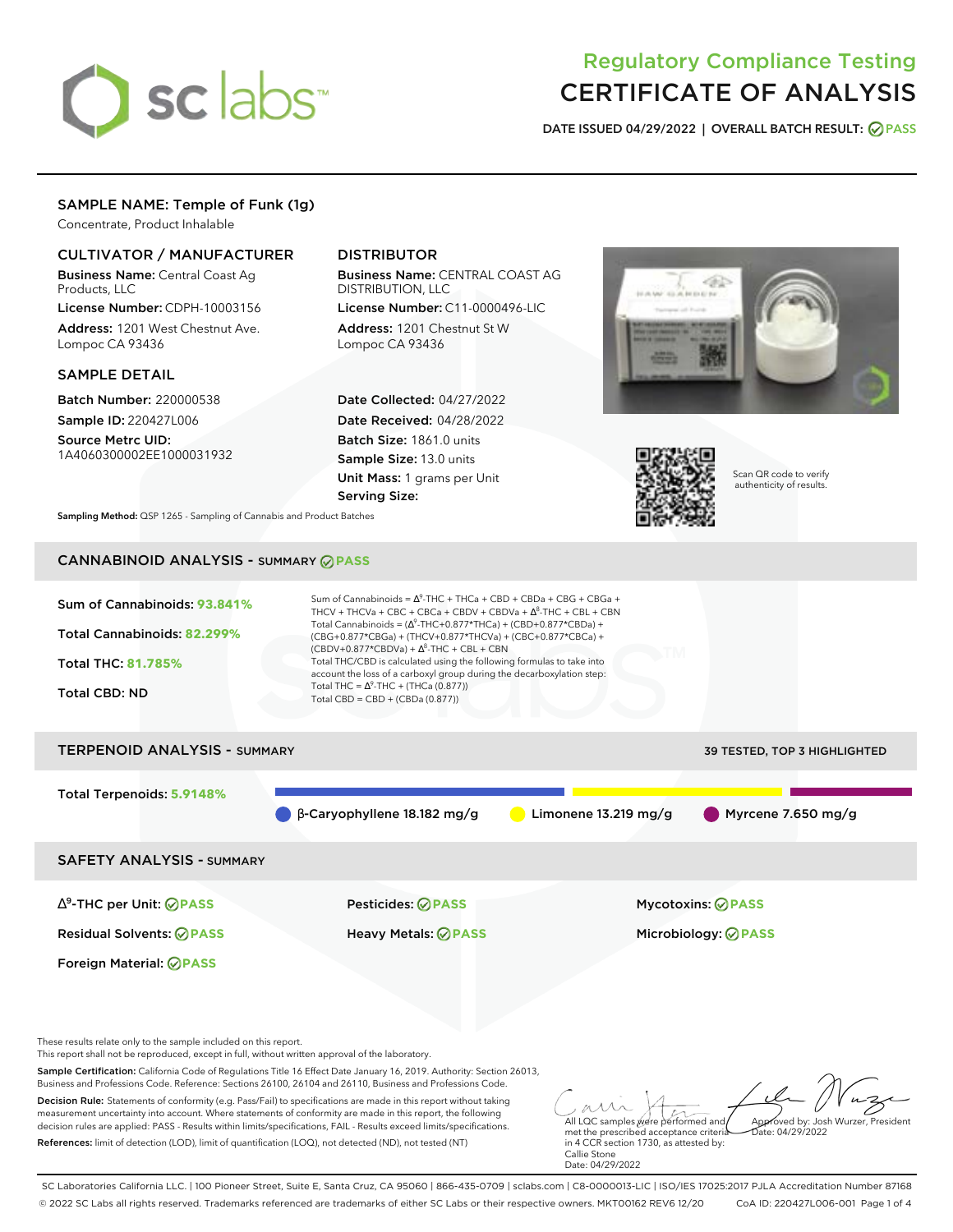# Regulatory Compliance Testing
# CERTIFICATE OF ANALYSIS

**DATE ISSUED 04/29/2022 | OVERALL BATCH RESULT: PASS**

## SAMPLE NAME: Temple of Funk (1g)

Concentrate, Product Inhalable

### CULTIVATOR / MANUFACTURER

**Business Name:** Central Coast Ag Products, LLC

**License Number:** CDPH-10003156

**Address:** 1201 West Chestnut Ave. Lompoc CA 93436

### DISTRIBUTOR

**Business Name:** CENTRAL COAST AG DISTRIBUTION, LLC

**License Number:** C11-0000496-LIC

**Address:** 1201 Chestnut St W Lompoc CA 93436

### SAMPLE DETAIL

**Batch Number:** 220000538

**Sample ID:** 220427L006

**Source Metrc UID:** 1A4060300002EE1000031932

**Date Collected:** 04/27/2022

**Date Received:** 04/28/2022

**Batch Size:** 1861.0 units

**Sample Size:** 13.0 units

**Unit Mass:** 1 grams per Unit

**Serving Size:**

Scan QR code to verify authenticity of results.

**Sampling Method:** QSP 1265 - Sampling of Cannabis and Product Batches

## CANNABINOID ANALYSIS - SUMMARY PASS

**Sum of Cannabinoids:** 93.841%

**Total Cannabinoids:** 82.299%

**Total THC:** 81.785%

**Total CBD:** ND

Sum of Cannabinoids = $\Delta^9$-THC + THCa + CBD + CBDa + CBG + CBGa + THCV + THCVa + CBC + CBCa + CBDV + CBDVa + $\Delta^8$-THC + CBL + CBN

Total Cannabinoids = ($\Delta^9$-THC+0.877*THCa) + (CBD+0.877*CBDa) + (CBG+0.877*CBGa) + (THCV+0.877*THCVa) + (CBC+0.877*CBCa) + (CBDV+0.877*CBDVa) + $\Delta^8$-THC + CBL + CBN

Total THC/CBD is calculated using the following formulas to take into account the loss of a carboxyl group during the decarboxylation step:

Total THC = $\Delta^9$-THC + (THCa (0.877))

Total CBD = CBD + (CBDa (0.877))

## TERPENOID ANALYSIS - SUMMARY

39 TESTED, TOP 3 HIGHLIGHTED

**Total Terpenoids:** 5.9148%

β-Caryophyllene 18.182 mg/g | Limonene 13.219 mg/g | Myrcene 7.650 mg/g

## SAFETY ANALYSIS - SUMMARY

| | | |
|---|---|---|
| $\Delta^9$-THC per Unit: PASS | Pesticides: PASS | Mycotoxins: PASS |
| Residual Solvents: PASS | Heavy Metals: PASS | Microbiology: PASS |
| Foreign Material: PASS | | |

These results relate only to the sample included on this report.
This report shall not be reproduced, except in full, without written approval of the laboratory.

**Sample Certification:** California Code of Regulations Title 16 Effect Date January 16, 2019. Authority: Section 26013, Business and Professions Code. Reference: Sections 26100, 26104 and 26110, Business and Professions Code.

**Decision Rule:** Statements of conformity (e.g. Pass/Fail) to specifications are made in this report without taking measurement uncertainty into account. Where statements of conformity are made in this report, the following decision rules are applied: PASS - Results within limits/specifications, FAIL - Results exceed limits/specifications.

**References:** limit of detection (LOD), limit of quantification (LOQ), not detected (ND), not tested (NT)

All LQC samples were performed and met the prescribed acceptance criteria in 4 CCR section 1730, as attested by: Callie Stone
Date: 04/29/2022

Approved by: Josh Wurzer, President
Date: 04/29/2022

SC Laboratories California LLC. | 100 Pioneer Street, Suite E, Santa Cruz, CA 95060 | 866-435-0709 | sclabs.com | C8-0000013-LIC | ISO/IES 17025:2017 PJLA Accreditation Number 87168
© 2022 SC Labs all rights reserved. Trademarks referenced are trademarks of either SC Labs or their respective owners. MKT00162 REV6 12/20 CoA ID: 220427L006-001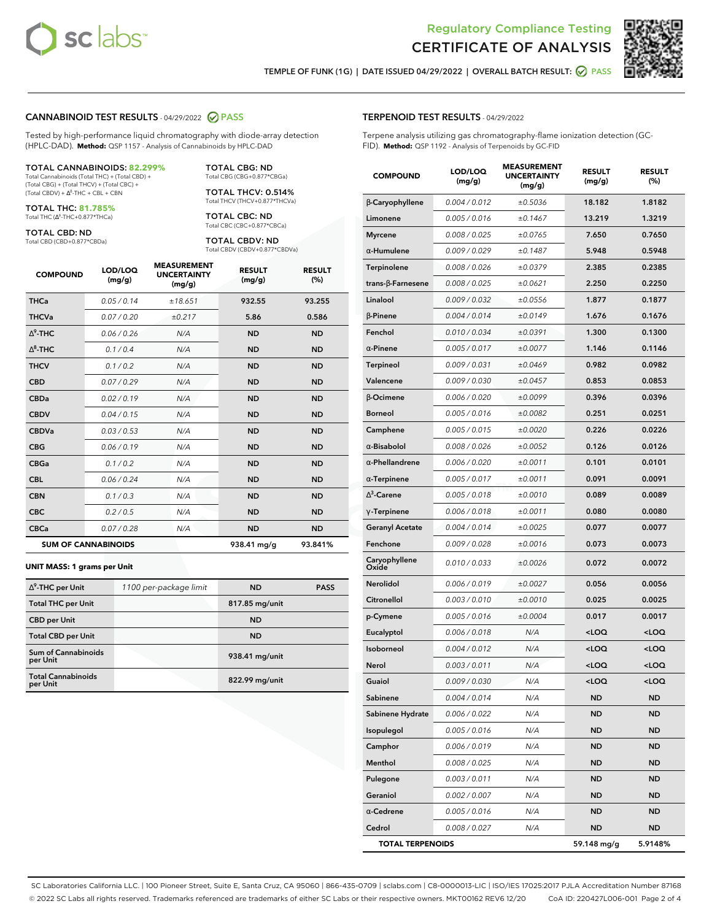# Regulatory Compliance Testing
# CERTIFICATE OF ANALYSIS

TEMPLE OF FUNK (1G) | DATE ISSUED 04/29/2022 | OVERALL BATCH RESULT: PASS

## CANNABINOID TEST RESULTS - 04/29/2022 PASS

Tested by high-performance liquid chromatography with diode-array detection (HPLC-DAD). **Method:** QSP 1157 - Analysis of Cannabinoids by HPLC-DAD

**TOTAL CANNABINOIDS: 82.299%**
Total Cannabinoids (Total THC) + (Total CBD) + (Total CBG) + (Total THCV) + (Total CBC) + (Total CBDV) + Δ⁸-THC + CBL + CBN

**TOTAL THC: 81.785%**
Total THC (Δ⁹-THC+0.877*THCa)

**TOTAL CBD: ND**
Total CBD (CBD+0.877*CBDa)

**TOTAL CBG: ND**
Total CBG (CBG+0.877*CBGa)

**TOTAL THCV: 0.514%**
Total THCV (THCV+0.877*THCVa)

**TOTAL CBC: ND**
Total CBC (CBC+0.877*CBCa)

**TOTAL CBDV: ND**
Total CBDV (CBDV+0.877*CBDVa)

| COMPOUND | LOD/LOQ (mg/g) | MEASUREMENT UNCERTAINTY (mg/g) | RESULT (mg/g) | RESULT (%) |
|---|---|---|---|---|
| THCa | 0.05 / 0.14 | ±18.651 | 932.55 | 93.255 |
| THCVa | 0.07 / 0.20 | ±0.217 | 5.86 | 0.586 |
| Δ⁹-THC | 0.06 / 0.26 | N/A | ND | ND |
| Δ⁸-THC | 0.1 / 0.4 | N/A | ND | ND |
| THCV | 0.1 / 0.2 | N/A | ND | ND |
| CBD | 0.07 / 0.29 | N/A | ND | ND |
| CBDa | 0.02 / 0.19 | N/A | ND | ND |
| CBDV | 0.04 / 0.15 | N/A | ND | ND |
| CBDVa | 0.03 / 0.53 | N/A | ND | ND |
| CBG | 0.06 / 0.19 | N/A | ND | ND |
| CBGa | 0.1 / 0.2 | N/A | ND | ND |
| CBL | 0.06 / 0.24 | N/A | ND | ND |
| CBN | 0.1 / 0.3 | N/A | ND | ND |
| CBC | 0.2 / 0.5 | N/A | ND | ND |
| CBCa | 0.07 / 0.28 | N/A | ND | ND |
| **SUM OF CANNABINOIDS** | | | 938.41 mg/g | 93.841% |

**UNIT MASS: 1 grams per Unit**

| | | | |
|---|---|---|---|
| Δ⁹-THC per Unit | 1100 per-package limit | ND | PASS |
| Total THC per Unit | | 817.85 mg/unit | |
| CBD per Unit | | ND | |
| Total CBD per Unit | | ND | |
| Sum of Cannabinoids per Unit | | 938.41 mg/unit | |
| Total Cannabinoids per Unit | | 822.99 mg/unit | |

## TERPENOID TEST RESULTS - 04/29/2022

Terpene analysis utilizing gas chromatography-flame ionization detection (GC-FID). **Method:** QSP 1192 - Analysis of Terpenoids by GC-FID

| COMPOUND | LOD/LOQ (mg/g) | MEASUREMENT UNCERTAINTY (mg/g) | RESULT (mg/g) | RESULT (%) |
|---|---|---|---|---|
| β-Caryophyllene | 0.004 / 0.012 | ±0.5036 | 18.182 | 1.8182 |
| Limonene | 0.005 / 0.016 | ±0.1467 | 13.219 | 1.3219 |
| Myrcene | 0.008 / 0.025 | ±0.0765 | 7.650 | 0.7650 |
| α-Humulene | 0.009 / 0.029 | ±0.1487 | 5.948 | 0.5948 |
| Terpinolene | 0.008 / 0.026 | ±0.0379 | 2.385 | 0.2385 |
| trans-β-Farnesene | 0.008 / 0.025 | ±0.0621 | 2.250 | 0.2250 |
| Linalool | 0.009 / 0.032 | ±0.0556 | 1.877 | 0.1877 |
| β-Pinene | 0.004 / 0.014 | ±0.0149 | 1.676 | 0.1676 |
| Fenchol | 0.010 / 0.034 | ±0.0391 | 1.300 | 0.1300 |
| α-Pinene | 0.005 / 0.017 | ±0.0077 | 1.146 | 0.1146 |
| Terpineol | 0.009 / 0.031 | ±0.0469 | 0.982 | 0.0982 |
| Valencene | 0.009 / 0.030 | ±0.0457 | 0.853 | 0.0853 |
| β-Ocimene | 0.006 / 0.020 | ±0.0099 | 0.396 | 0.0396 |
| Borneol | 0.005 / 0.016 | ±0.0082 | 0.251 | 0.0251 |
| Camphene | 0.005 / 0.015 | ±0.0020 | 0.226 | 0.0226 |
| α-Bisabolol | 0.008 / 0.026 | ±0.0052 | 0.126 | 0.0126 |
| α-Phellandrene | 0.006 / 0.020 | ±0.0011 | 0.101 | 0.0101 |
| α-Terpinene | 0.005 / 0.017 | ±0.0011 | 0.091 | 0.0091 |
| Δ³-Carene | 0.005 / 0.018 | ±0.0010 | 0.089 | 0.0089 |
| γ-Terpinene | 0.006 / 0.018 | ±0.0011 | 0.080 | 0.0080 |
| Geranyl Acetate | 0.004 / 0.014 | ±0.0025 | 0.077 | 0.0077 |
| Fenchone | 0.009 / 0.028 | ±0.0016 | 0.073 | 0.0073 |
| Caryophyllene Oxide | 0.010 / 0.033 | ±0.0026 | 0.072 | 0.0072 |
| Nerolidol | 0.006 / 0.019 | ±0.0027 | 0.056 | 0.0056 |
| Citronellol | 0.003 / 0.010 | ±0.0010 | 0.025 | 0.0025 |
| p-Cymene | 0.005 / 0.016 | ±0.0004 | 0.017 | 0.0017 |
| Eucalyptol | 0.006 / 0.018 | N/A | <LOQ | <LOQ |
| Isoborneol | 0.004 / 0.012 | N/A | <LOQ | <LOQ |
| Nerol | 0.003 / 0.011 | N/A | <LOQ | <LOQ |
| Guaiol | 0.009 / 0.030 | N/A | <LOQ | <LOQ |
| Sabinene | 0.004 / 0.014 | N/A | ND | ND |
| Sabinene Hydrate | 0.006 / 0.022 | N/A | ND | ND |
| Isopulegol | 0.005 / 0.016 | N/A | ND | ND |
| Camphor | 0.006 / 0.019 | N/A | ND | ND |
| Menthol | 0.008 / 0.025 | N/A | ND | ND |
| Pulegone | 0.003 / 0.011 | N/A | ND | ND |
| Geraniol | 0.002 / 0.007 | N/A | ND | ND |
| α-Cedrene | 0.005 / 0.016 | N/A | ND | ND |
| Cedrol | 0.008 / 0.027 | N/A | ND | ND |
| **TOTAL TERPENOIDS** | | | 59.148 mg/g | 5.9148% |

SC Laboratories California LLC. | 100 Pioneer Street, Suite E, Santa Cruz, CA 95060 | 866-435-0709 | sclabs.com | C8-0000013-LIC | ISO/IES 17025:2017 PJLA Accreditation Number 87168
© 2022 SC Labs all rights reserved. Trademarks referenced are trademarks of either SC Labs or their respective owners. MKT00162 REV6 12/20 CoA ID: 220427L006-001